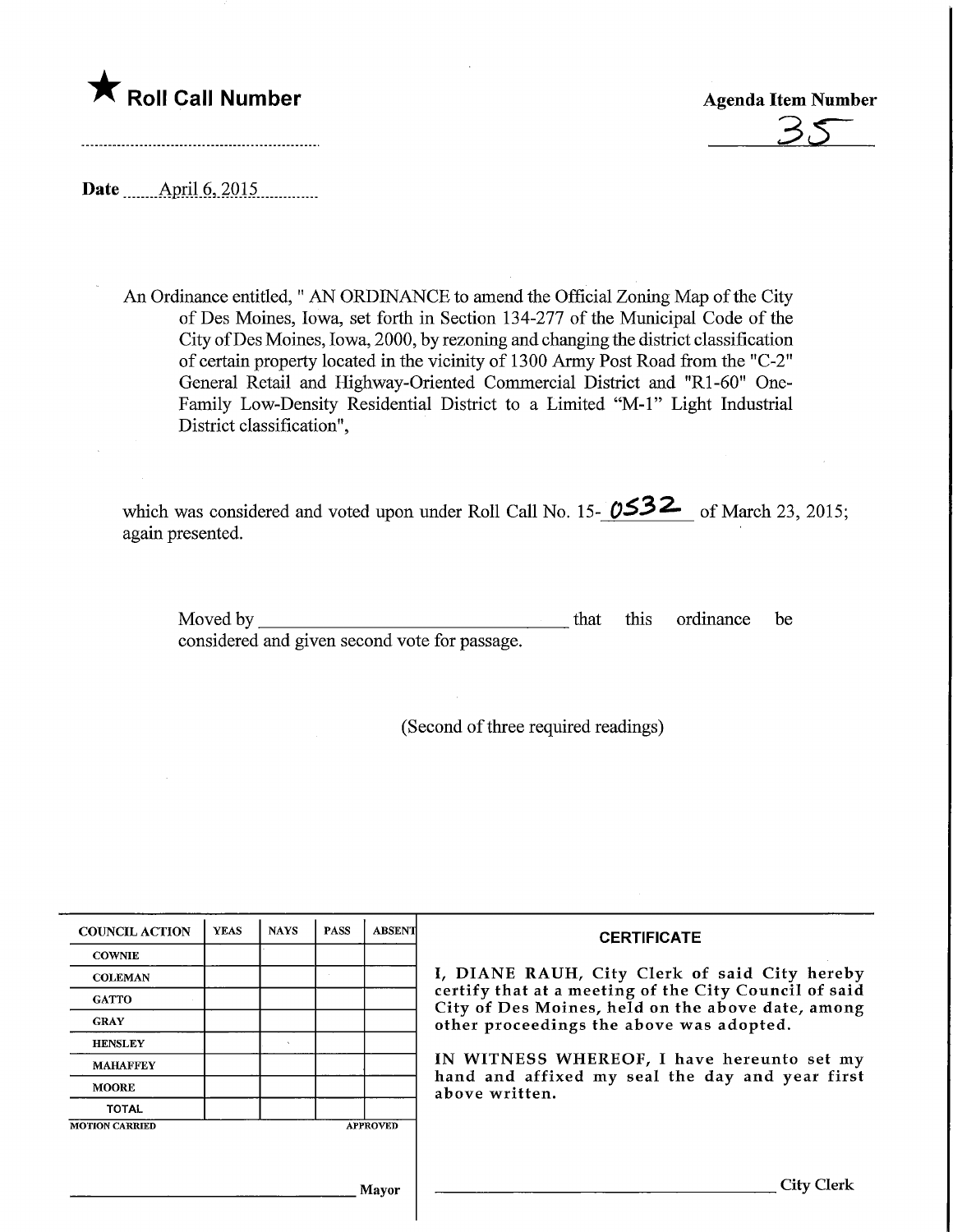★ **Roll Call Number**

**Agenda Item Number**

35

**Date** April 6, 2015

An Ordinance entitled, " AN ORDINANCE to amend the Official Zoning Map of the City of Des Moines, Iowa, set forth in Section 134-277 of the Municipal Code of the City of Des Moines, Iowa, 2000, by rezoning and changing the district classification of certain property located in the vicinity of 1300 Army Post Road from the "C-2" General Retail and Highway-Oriented Commercial District and "R1-60" One-Family Low-Density Residential District to a Limited "M-1" Light Industrial District classification",

which was considered and voted upon under Roll Call No. 15-0532 of March 23, 2015; again presented.

Moved by ________________________________ that this ordinance be considered and given second vote for passage.

(Second of three required readings)

| COUNCIL ACTION | YEAS | NAYS | PASS | ABSENT |
|---|---|---|---|---|
| COWNIE | | | | |
| COLEMAN | | | | |
| GATTO | | | | |
| GRAY | | | | |
| HENSLEY | | | | |
| MAHAFFEY | | | | |
| MOORE | | | | |
| TOTAL | | | | |

MOTION CARRIED APPROVED

________________________________ Mayor

**CERTIFICATE**

I, DIANE RAUH, City Clerk of said City hereby certify that at a meeting of the City Council of said City of Des Moines, held on the above date, among other proceedings the above was adopted.

IN WITNESS WHEREOF, I have hereunto set my hand and affixed my seal the day and year first above written.

________________________________ City Clerk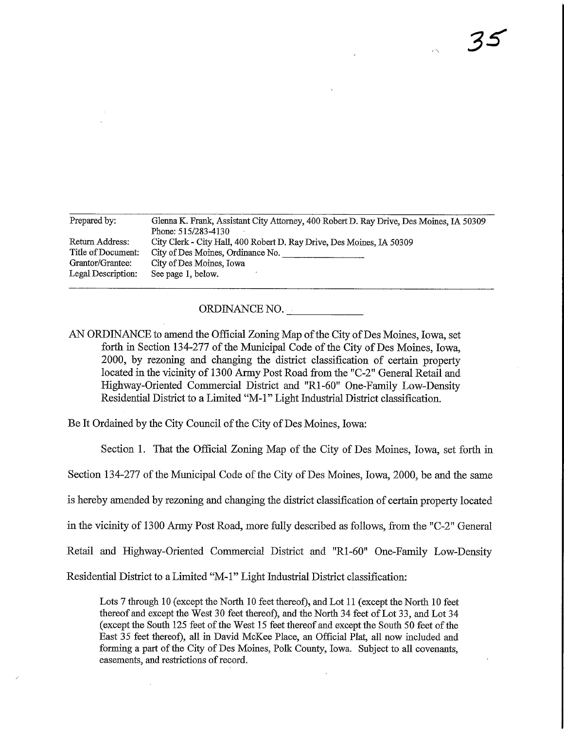| Prepared by: | Glenna K. Frank, Assistant City Attorney, 400 Robert D. Ray Drive, Des Moines, IA 50309 Phone: 515/283-4130 |
|---|---|
| Return Address: | City Clerk - City Hall, 400 Robert D. Ray Drive, Des Moines, IA 50309 |
| Title of Document: | City of Des Moines, Ordinance No. ____________ |
| Grantor/Grantee: | City of Des Moines, Iowa |
| Legal Description: | See page 1, below. |

ORDINANCE NO. ____________

AN ORDINANCE to amend the Official Zoning Map of the City of Des Moines, Iowa, set forth in Section 134-277 of the Municipal Code of the City of Des Moines, Iowa, 2000, by rezoning and changing the district classification of certain property located in the vicinity of 1300 Army Post Road from the "C-2" General Retail and Highway-Oriented Commercial District and "R1-60" One-Family Low-Density Residential District to a Limited "M-1" Light Industrial District classification.

Be It Ordained by the City Council of the City of Des Moines, Iowa:

Section 1. That the Official Zoning Map of the City of Des Moines, Iowa, set forth in Section 134-277 of the Municipal Code of the City of Des Moines, Iowa, 2000, be and the same is hereby amended by rezoning and changing the district classification of certain property located in the vicinity of 1300 Army Post Road, more fully described as follows, from the "C-2" General Retail and Highway-Oriented Commercial District and "R1-60" One-Family Low-Density Residential District to a Limited "M-1" Light Industrial District classification:

> Lots 7 through 10 (except the North 10 feet thereof), and Lot 11 (except the North 10 feet thereof and except the West 30 feet thereof), and the North 34 feet of Lot 33, and Lot 34 (except the South 125 feet of the West 15 feet thereof and except the South 50 feet of the East 35 feet thereof), all in David McKee Place, an Official Plat, all now included and forming a part of the City of Des Moines, Polk County, Iowa. Subject to all covenants, easements, and restrictions of record.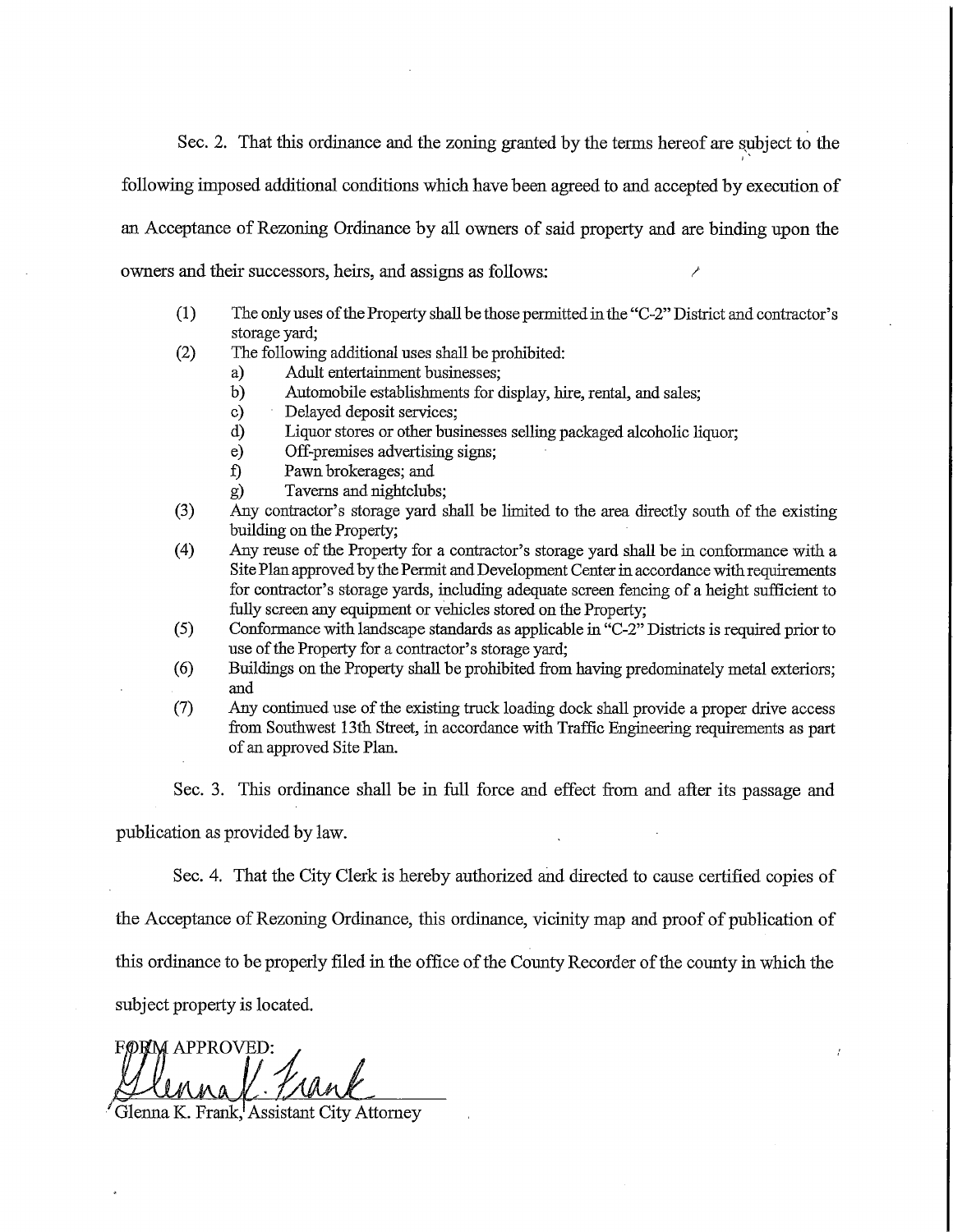Sec. 2. That this ordinance and the zoning granted by the terms hereof are subject to the following imposed additional conditions which have been agreed to and accepted by execution of an Acceptance of Rezoning Ordinance by all owners of said property and are binding upon the owners and their successors, heirs, and assigns as follows:

(1) The only uses of the Property shall be those permitted in the "C-2" District and contractor's storage yard;

(2) The following additional uses shall be prohibited:
  a) Adult entertainment businesses;
  b) Automobile establishments for display, hire, rental, and sales;
  c) Delayed deposit services;
  d) Liquor stores or other businesses selling packaged alcoholic liquor;
  e) Off-premises advertising signs;
  f) Pawn brokerages; and
  g) Taverns and nightclubs;

(3) Any contractor's storage yard shall be limited to the area directly south of the existing building on the Property;

(4) Any reuse of the Property for a contractor's storage yard shall be in conformance with a Site Plan approved by the Permit and Development Center in accordance with requirements for contractor's storage yards, including adequate screen fencing of a height sufficient to fully screen any equipment or vehicles stored on the Property;

(5) Conformance with landscape standards as applicable in "C-2" Districts is required prior to use of the Property for a contractor's storage yard;

(6) Buildings on the Property shall be prohibited from having predominately metal exteriors; and

(7) Any continued use of the existing truck loading dock shall provide a proper drive access from Southwest 13th Street, in accordance with Traffic Engineering requirements as part of an approved Site Plan.

Sec. 3. This ordinance shall be in full force and effect from and after its passage and publication as provided by law.

Sec. 4. That the City Clerk is hereby authorized and directed to cause certified copies of the Acceptance of Rezoning Ordinance, this ordinance, vicinity map and proof of publication of this ordinance to be properly filed in the office of the County Recorder of the county in which the subject property is located.

FORM APPROVED:

Glenna K. Frank, Assistant City Attorney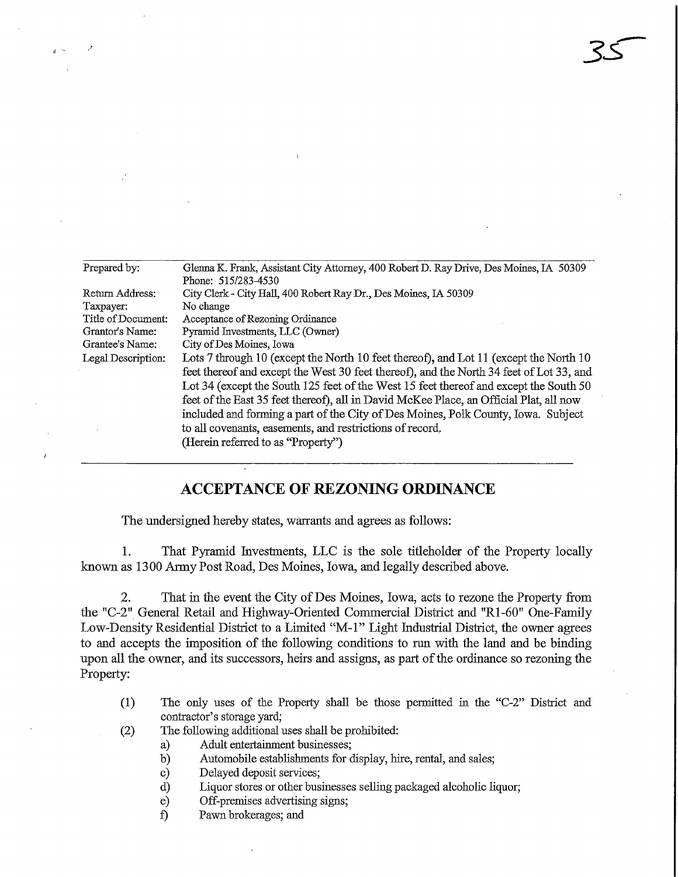35

| | |
|---|---|
| Prepared by: | Glenna K. Frank, Assistant City Attorney, 400 Robert D. Ray Drive, Des Moines, IA 50309 Phone: 515/283-4530 |
| Return Address: | City Clerk - City Hall, 400 Robert Ray Dr., Des Moines, IA 50309 |
| Taxpayer: | No change |
| Title of Document: | Acceptance of Rezoning Ordinance |
| Grantor's Name: | Pyramid Investments, LLC (Owner) |
| Grantee's Name: | City of Des Moines, Iowa |
| Legal Description: | Lots 7 through 10 (except the North 10 feet thereof), and Lot 11 (except the North 10 feet thereof and except the West 30 feet thereof), and the North 34 feet of Lot 33, and Lot 34 (except the South 125 feet of the West 15 feet thereof and except the South 50 feet of the East 35 feet thereof), all in David McKee Place, an Official Plat, all now included and forming a part of the City of Des Moines, Polk County, Iowa. Subject to all covenants, easements, and restrictions of record. (Herein referred to as "Property") |

## ACCEPTANCE OF REZONING ORDINANCE

The undersigned hereby states, warrants and agrees as follows:

1. That Pyramid Investments, LLC is the sole titleholder of the Property locally known as 1300 Army Post Road, Des Moines, Iowa, and legally described above.

2. That in the event the City of Des Moines, Iowa, acts to rezone the Property from the "C-2" General Retail and Highway-Oriented Commercial District and "R1-60" One-Family Low-Density Residential District to a Limited "M-1" Light Industrial District, the owner agrees to and accepts the imposition of the following conditions to run with the land and be binding upon all the owner, and its successors, heirs and assigns, as part of the ordinance so rezoning the Property:

   (1) The only uses of the Property shall be those permitted in the "C-2" District and contractor's storage yard;

   (2) The following additional uses shall be prohibited:

      a) Adult entertainment businesses;
      b) Automobile establishments for display, hire, rental, and sales;
      c) Delayed deposit services;
      d) Liquor stores or other businesses selling packaged alcoholic liquor;
      e) Off-premises advertising signs;
      f) Pawn brokerages; and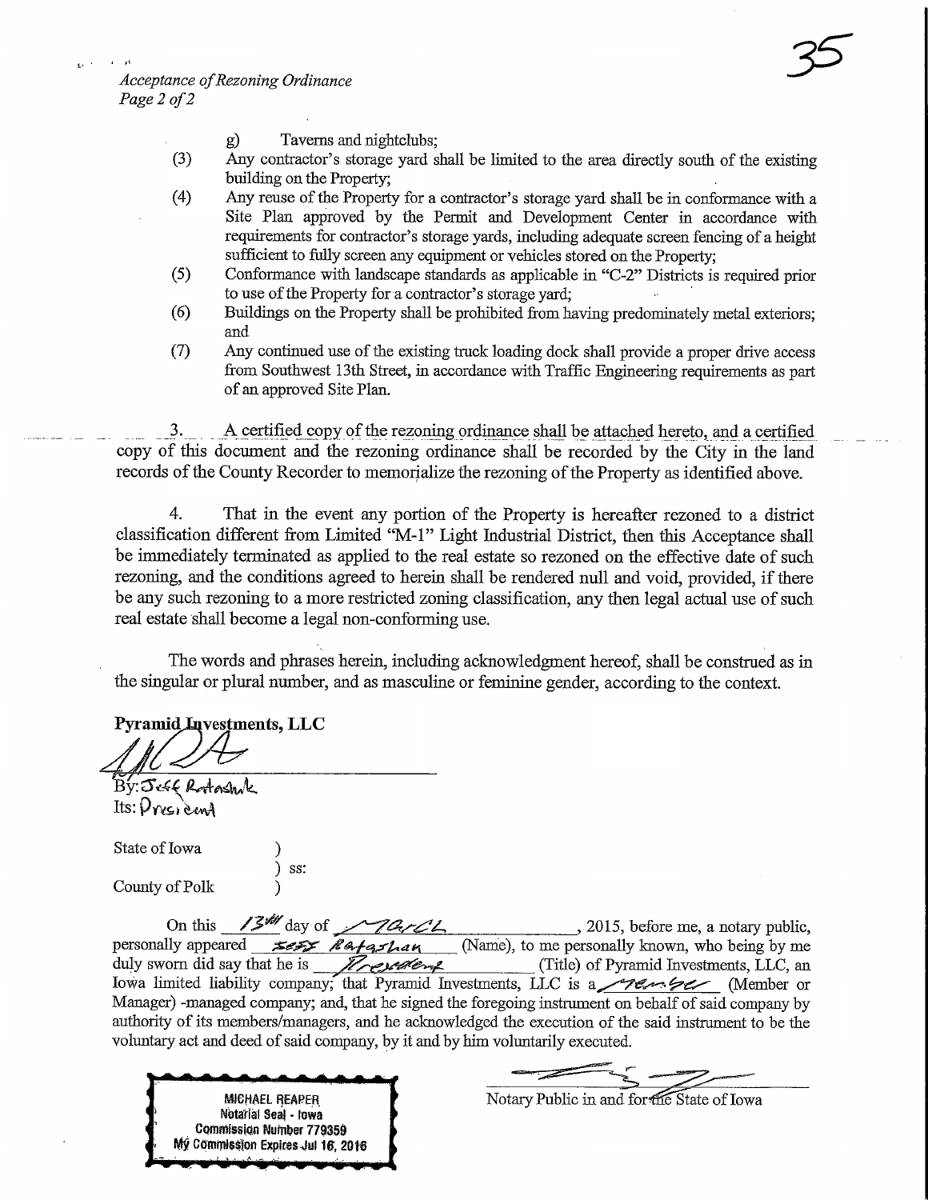*Acceptance of Rezoning Ordinance*
*Page 2 of 2*

g) Taverns and nightclubs;

(3) Any contractor's storage yard shall be limited to the area directly south of the existing building on the Property;

(4) Any reuse of the Property for a contractor's storage yard shall be in conformance with a Site Plan approved by the Permit and Development Center in accordance with requirements for contractor's storage yards, including adequate screen fencing of a height sufficient to fully screen any equipment or vehicles stored on the Property;

(5) Conformance with landscape standards as applicable in "C-2" Districts is required prior to use of the Property for a contractor's storage yard;

(6) Buildings on the Property shall be prohibited from having predominately metal exteriors; and

(7) Any continued use of the existing truck loading dock shall provide a proper drive access from Southwest 13th Street, in accordance with Traffic Engineering requirements as part of an approved Site Plan.

3. A certified copy of the rezoning ordinance shall be attached hereto, and a certified copy of this document and the rezoning ordinance shall be recorded by the City in the land records of the County Recorder to memorialize the rezoning of the Property as identified above.

4. That in the event any portion of the Property is hereafter rezoned to a district classification different from Limited "M-1" Light Industrial District, then this Acceptance shall be immediately terminated as applied to the real estate so rezoned on the effective date of such rezoning, and the conditions agreed to herein shall be rendered null and void, provided, if there be any such rezoning to a more restricted zoning classification, any then legal actual use of such real estate shall become a legal non-conforming use.

The words and phrases herein, including acknowledgment hereof, shall be construed as in the singular or plural number, and as masculine or feminine gender, according to the context.

**Pyramid Investments, LLC**

By: Jeff Rotashak
Its: President

State of Iowa )
) ss:
County of Polk )

On this 13th day of March, 2015, before me, a notary public, personally appeared Jeff Rotashak (Name), to me personally known, who being by me duly sworn did say that he is President (Title) of Pyramid Investments, LLC, an Iowa limited liability company; that Pyramid Investments, LLC is a member (Member or Manager) -managed company; and, that he signed the foregoing instrument on behalf of said company by authority of its members/managers, and he acknowledged the execution of the said instrument to be the voluntary act and deed of said company, by it and by him voluntarily executed.

MICHAEL REAPER
Notarial Seal - Iowa
Commission Number 779359
My Commission Expires Jul 16, 2016

Notary Public in and for the State of Iowa